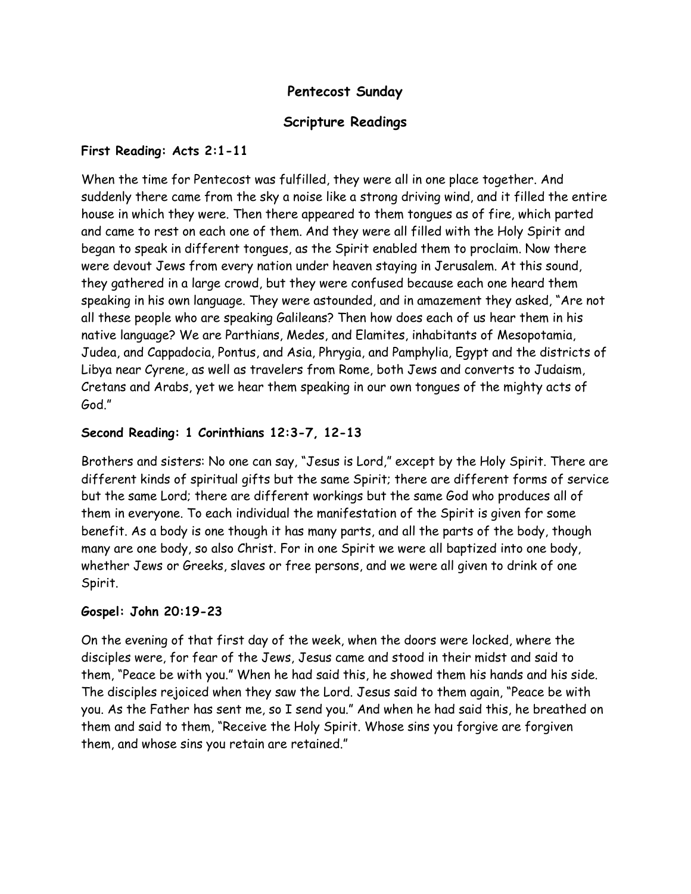# Pentecost Sunday

## Scripture Readings

**First Reading: Acts 2:1-11**

When the time for Pentecost was fulfilled, they were all in one place together. And suddenly there came from the sky a noise like a strong driving wind, and it filled the entire house in which they were. Then there appeared to them tongues as of fire, which parted and came to rest on each one of them. And they were all filled with the Holy Spirit and began to speak in different tongues, as the Spirit enabled them to proclaim. Now there were devout Jews from every nation under heaven staying in Jerusalem. At this sound, they gathered in a large crowd, but they were confused because each one heard them speaking in his own language. They were astounded, and in amazement they asked, "Are not all these people who are speaking Galileans? Then how does each of us hear them in his native language? We are Parthians, Medes, and Elamites, inhabitants of Mesopotamia, Judea, and Cappadocia, Pontus, and Asia, Phrygia, and Pamphylia, Egypt and the districts of Libya near Cyrene, as well as travelers from Rome, both Jews and converts to Judaism, Cretans and Arabs, yet we hear them speaking in our own tongues of the mighty acts of God."

**Second Reading: 1 Corinthians 12:3-7, 12-13**

Brothers and sisters: No one can say, "Jesus is Lord," except by the Holy Spirit. There are different kinds of spiritual gifts but the same Spirit; there are different forms of service but the same Lord; there are different workings but the same God who produces all of them in everyone. To each individual the manifestation of the Spirit is given for some benefit. As a body is one though it has many parts, and all the parts of the body, though many are one body, so also Christ. For in one Spirit we were all baptized into one body, whether Jews or Greeks, slaves or free persons, and we were all given to drink of one Spirit.

**Gospel: John 20:19-23**

On the evening of that first day of the week, when the doors were locked, where the disciples were, for fear of the Jews, Jesus came and stood in their midst and said to them, "Peace be with you." When he had said this, he showed them his hands and his side. The disciples rejoiced when they saw the Lord. Jesus said to them again, "Peace be with you. As the Father has sent me, so I send you." And when he had said this, he breathed on them and said to them, "Receive the Holy Spirit. Whose sins you forgive are forgiven them, and whose sins you retain are retained."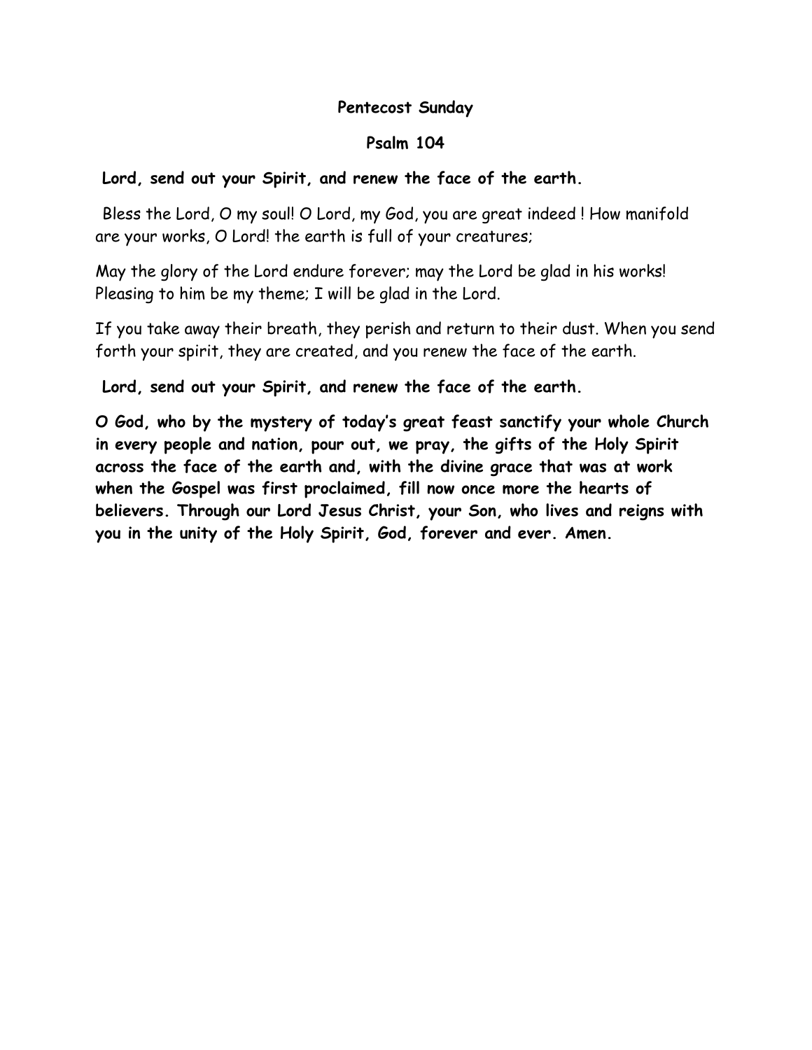**Pentecost Sunday**

**Psalm 104**

**Lord, send out your Spirit, and renew the face of the earth.**

Bless the Lord, O my soul! O Lord, my God, you are great indeed ! How manifold are your works, O Lord! the earth is full of your creatures;

May the glory of the Lord endure forever; may the Lord be glad in his works! Pleasing to him be my theme; I will be glad in the Lord.

If you take away their breath, they perish and return to their dust. When you send forth your spirit, they are created, and you renew the face of the earth.

**Lord, send out your Spirit, and renew the face of the earth.**

**O God, who by the mystery of today's great feast sanctify your whole Church in every people and nation, pour out, we pray, the gifts of the Holy Spirit across the face of the earth and, with the divine grace that was at work when the Gospel was first proclaimed, fill now once more the hearts of believers. Through our Lord Jesus Christ, your Son, who lives and reigns with you in the unity of the Holy Spirit, God, forever and ever. Amen.**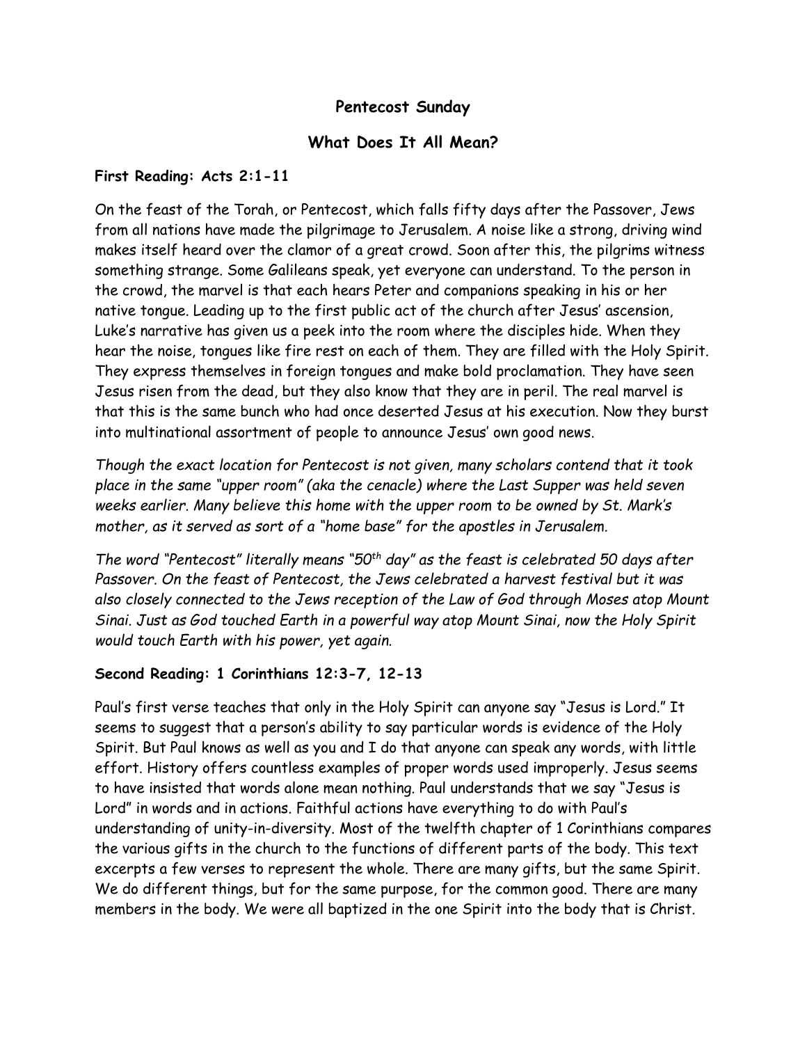**Pentecost Sunday**

**What Does It All Mean?**

**First Reading: Acts 2:1-11**

On the feast of the Torah, or Pentecost, which falls fifty days after the Passover, Jews from all nations have made the pilgrimage to Jerusalem. A noise like a strong, driving wind makes itself heard over the clamor of a great crowd. Soon after this, the pilgrims witness something strange. Some Galileans speak, yet everyone can understand. To the person in the crowd, the marvel is that each hears Peter and companions speaking in his or her native tongue. Leading up to the first public act of the church after Jesus' ascension, Luke's narrative has given us a peek into the room where the disciples hide. When they hear the noise, tongues like fire rest on each of them. They are filled with the Holy Spirit. They express themselves in foreign tongues and make bold proclamation. They have seen Jesus risen from the dead, but they also know that they are in peril. The real marvel is that this is the same bunch who had once deserted Jesus at his execution. Now they burst into multinational assortment of people to announce Jesus' own good news.

*Though the exact location for Pentecost is not given, many scholars contend that it took place in the same "upper room" (aka the cenacle) where the Last Supper was held seven weeks earlier. Many believe this home with the upper room to be owned by St. Mark's mother, as it served as sort of a "home base" for the apostles in Jerusalem.*

*The word "Pentecost" literally means "50th day" as the feast is celebrated 50 days after Passover. On the feast of Pentecost, the Jews celebrated a harvest festival but it was also closely connected to the Jews reception of the Law of God through Moses atop Mount Sinai. Just as God touched Earth in a powerful way atop Mount Sinai, now the Holy Spirit would touch Earth with his power, yet again.*

**Second Reading: 1 Corinthians 12:3-7, 12-13**

Paul's first verse teaches that only in the Holy Spirit can anyone say "Jesus is Lord." It seems to suggest that a person's ability to say particular words is evidence of the Holy Spirit. But Paul knows as well as you and I do that anyone can speak any words, with little effort. History offers countless examples of proper words used improperly. Jesus seems to have insisted that words alone mean nothing. Paul understands that we say "Jesus is Lord" in words and in actions. Faithful actions have everything to do with Paul's understanding of unity-in-diversity. Most of the twelfth chapter of 1 Corinthians compares the various gifts in the church to the functions of different parts of the body. This text excerpts a few verses to represent the whole. There are many gifts, but the same Spirit. We do different things, but for the same purpose, for the common good. There are many members in the body. We were all baptized in the one Spirit into the body that is Christ.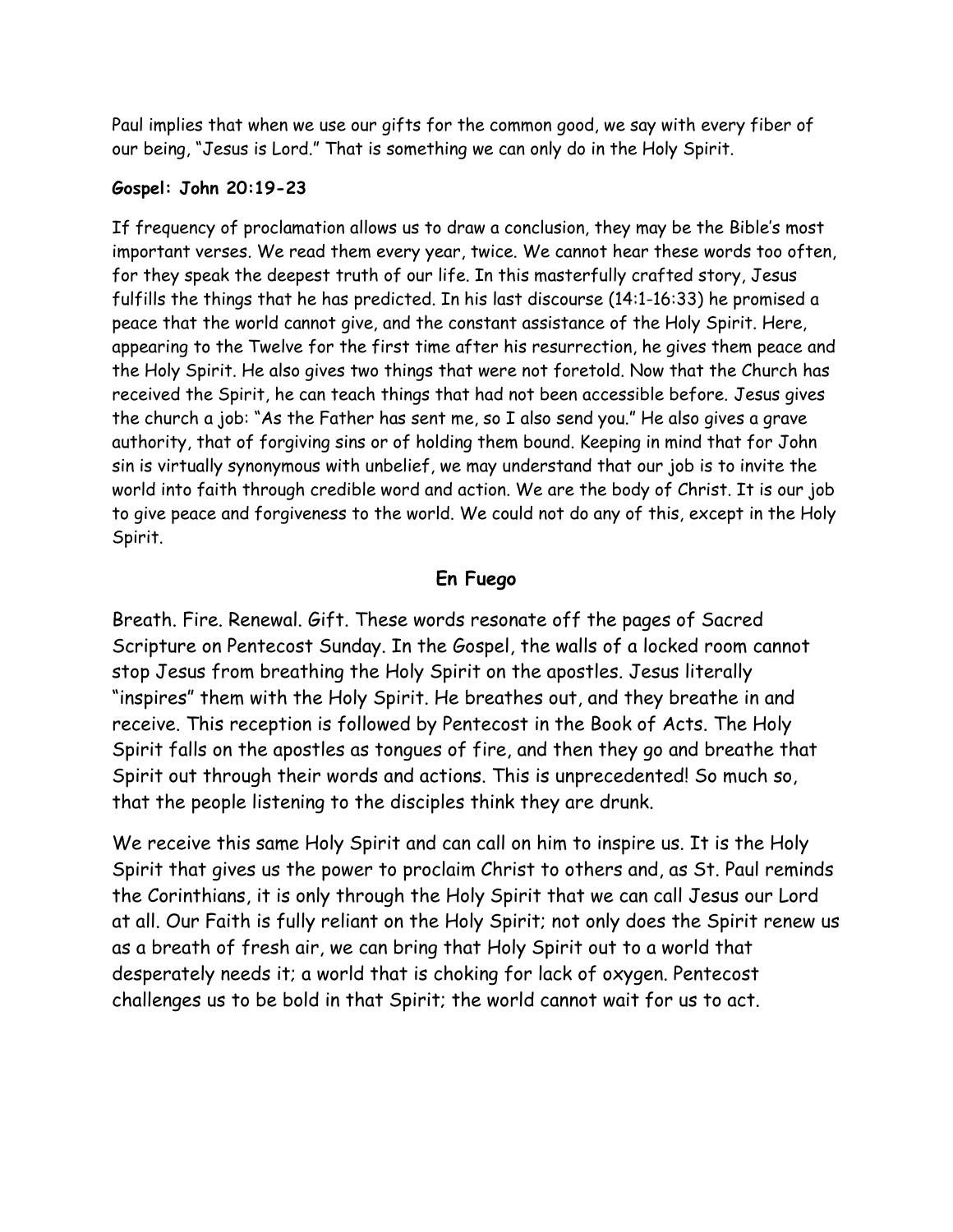Paul implies that when we use our gifts for the common good, we say with every fiber of our being, "Jesus is Lord." That is something we can only do in the Holy Spirit.

**Gospel: John 20:19-23**

If frequency of proclamation allows us to draw a conclusion, they may be the Bible's most important verses. We read them every year, twice. We cannot hear these words too often, for they speak the deepest truth of our life. In this masterfully crafted story, Jesus fulfills the things that he has predicted. In his last discourse (14:1-16:33) he promised a peace that the world cannot give, and the constant assistance of the Holy Spirit. Here, appearing to the Twelve for the first time after his resurrection, he gives them peace and the Holy Spirit. He also gives two things that were not foretold. Now that the Church has received the Spirit, he can teach things that had not been accessible before. Jesus gives the church a job: "As the Father has sent me, so I also send you." He also gives a grave authority, that of forgiving sins or of holding them bound. Keeping in mind that for John sin is virtually synonymous with unbelief, we may understand that our job is to invite the world into faith through credible word and action. We are the body of Christ. It is our job to give peace and forgiveness to the world. We could not do any of this, except in the Holy Spirit.

## En Fuego

Breath. Fire. Renewal. Gift. These words resonate off the pages of Sacred Scripture on Pentecost Sunday. In the Gospel, the walls of a locked room cannot stop Jesus from breathing the Holy Spirit on the apostles. Jesus literally "inspires" them with the Holy Spirit. He breathes out, and they breathe in and receive. This reception is followed by Pentecost in the Book of Acts. The Holy Spirit falls on the apostles as tongues of fire, and then they go and breathe that Spirit out through their words and actions. This is unprecedented! So much so, that the people listening to the disciples think they are drunk.

We receive this same Holy Spirit and can call on him to inspire us. It is the Holy Spirit that gives us the power to proclaim Christ to others and, as St. Paul reminds the Corinthians, it is only through the Holy Spirit that we can call Jesus our Lord at all. Our Faith is fully reliant on the Holy Spirit; not only does the Spirit renew us as a breath of fresh air, we can bring that Holy Spirit out to a world that desperately needs it; a world that is choking for lack of oxygen. Pentecost challenges us to be bold in that Spirit; the world cannot wait for us to act.